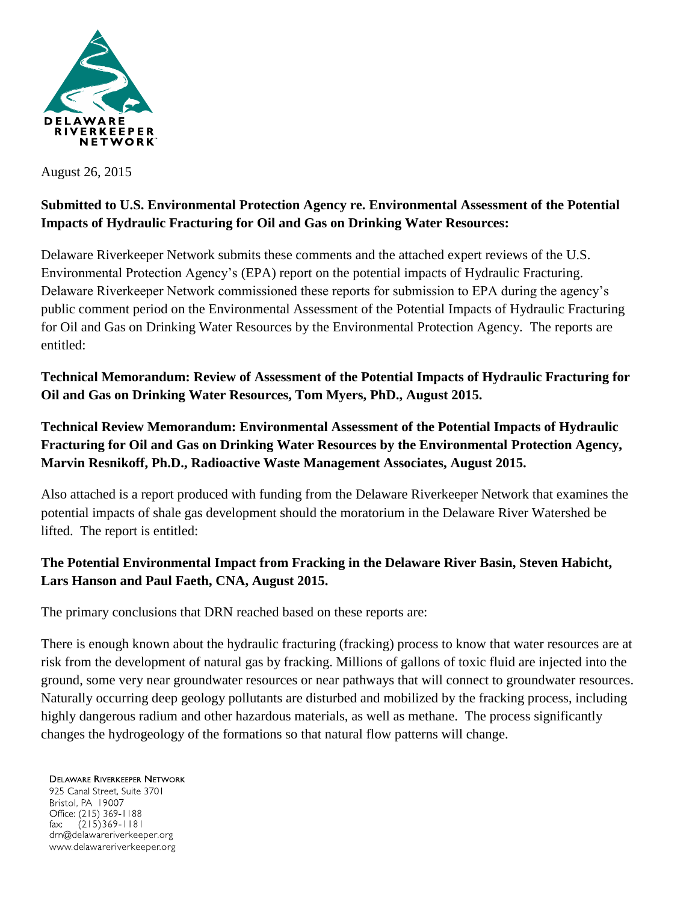DELAWARE RIVERKEEPER NETWORK

August 26, 2015

**Submitted to U.S. Environmental Protection Agency re. Environmental Assessment of the Potential Impacts of Hydraulic Fracturing for Oil and Gas on Drinking Water Resources:**

Delaware Riverkeeper Network submits these comments and the attached expert reviews of the U.S. Environmental Protection Agency's (EPA) report on the potential impacts of Hydraulic Fracturing. Delaware Riverkeeper Network commissioned these reports for submission to EPA during the agency's public comment period on the Environmental Assessment of the Potential Impacts of Hydraulic Fracturing for Oil and Gas on Drinking Water Resources by the Environmental Protection Agency. The reports are entitled:

**Technical Memorandum: Review of Assessment of the Potential Impacts of Hydraulic Fracturing for Oil and Gas on Drinking Water Resources, Tom Myers, PhD., August 2015.**

**Technical Review Memorandum: Environmental Assessment of the Potential Impacts of Hydraulic Fracturing for Oil and Gas on Drinking Water Resources by the Environmental Protection Agency, Marvin Resnikoff, Ph.D., Radioactive Waste Management Associates, August 2015.**

Also attached is a report produced with funding from the Delaware Riverkeeper Network that examines the potential impacts of shale gas development should the moratorium in the Delaware River Watershed be lifted. The report is entitled:

**The Potential Environmental Impact from Fracking in the Delaware River Basin, Steven Habicht, Lars Hanson and Paul Faeth, CNA, August 2015.**

The primary conclusions that DRN reached based on these reports are:

There is enough known about the hydraulic fracturing (fracking) process to know that water resources are at risk from the development of natural gas by fracking. Millions of gallons of toxic fluid are injected into the ground, some very near groundwater resources or near pathways that will connect to groundwater resources. Naturally occurring deep geology pollutants are disturbed and mobilized by the fracking process, including highly dangerous radium and other hazardous materials, as well as methane. The process significantly changes the hydrogeology of the formations so that natural flow patterns will change.

DELAWARE RIVERKEEPER NETWORK
925 Canal Street, Suite 3701
Bristol, PA 19007
Office: (215) 369-1188
fax: (215)369-1181
drn@delawareriverkeeper.org
www.delawareriverkeeper.org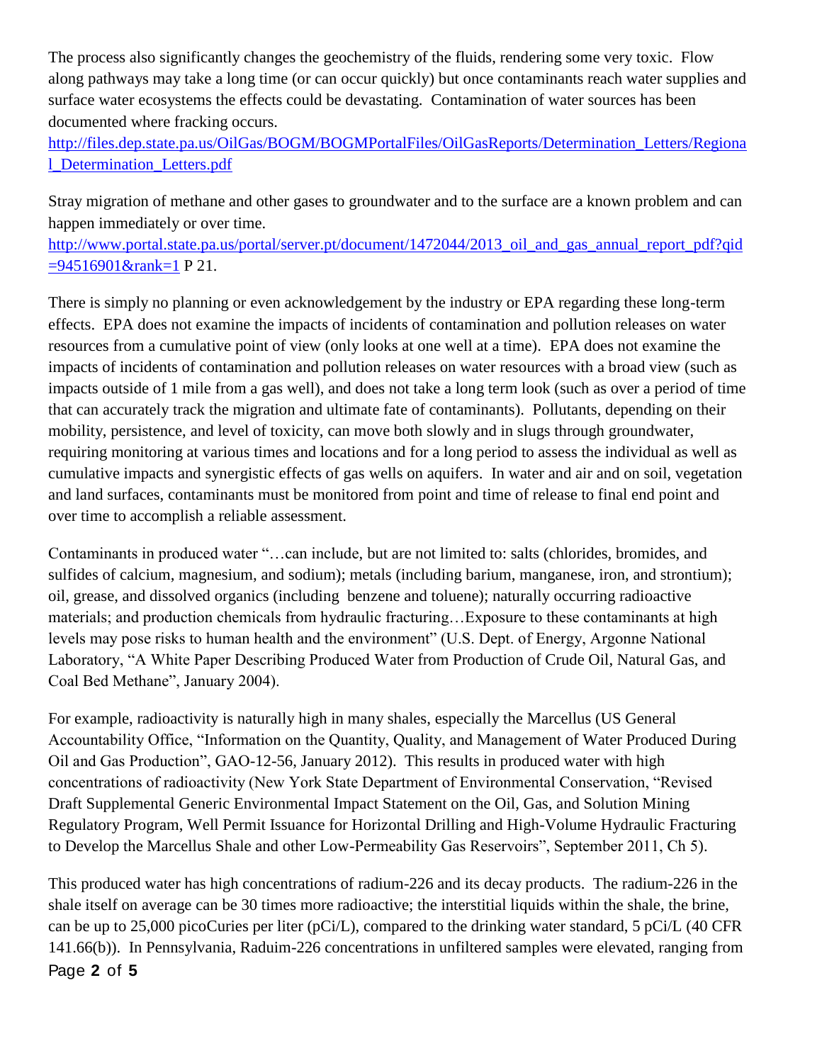The process also significantly changes the geochemistry of the fluids, rendering some very toxic. Flow along pathways may take a long time (or can occur quickly) but once contaminants reach water supplies and surface water ecosystems the effects could be devastating. Contamination of water sources has been documented where fracking occurs.
http://files.dep.state.pa.us/OilGas/BOGM/BOGMPortalFiles/OilGasReports/Determination_Letters/Regional_Determination_Letters.pdf

Stray migration of methane and other gases to groundwater and to the surface are a known problem and can happen immediately or over time.
http://www.portal.state.pa.us/portal/server.pt/document/1472044/2013_oil_and_gas_annual_report_pdf?qid=94516901&rank=1 P 21.

There is simply no planning or even acknowledgement by the industry or EPA regarding these long-term effects. EPA does not examine the impacts of incidents of contamination and pollution releases on water resources from a cumulative point of view (only looks at one well at a time). EPA does not examine the impacts of incidents of contamination and pollution releases on water resources with a broad view (such as impacts outside of 1 mile from a gas well), and does not take a long term look (such as over a period of time that can accurately track the migration and ultimate fate of contaminants). Pollutants, depending on their mobility, persistence, and level of toxicity, can move both slowly and in slugs through groundwater, requiring monitoring at various times and locations and for a long period to assess the individual as well as cumulative impacts and synergistic effects of gas wells on aquifers. In water and air and on soil, vegetation and land surfaces, contaminants must be monitored from point and time of release to final end point and over time to accomplish a reliable assessment.

Contaminants in produced water "…can include, but are not limited to: salts (chlorides, bromides, and sulfides of calcium, magnesium, and sodium); metals (including barium, manganese, iron, and strontium); oil, grease, and dissolved organics (including benzene and toluene); naturally occurring radioactive materials; and production chemicals from hydraulic fracturing…Exposure to these contaminants at high levels may pose risks to human health and the environment" (U.S. Dept. of Energy, Argonne National Laboratory, "A White Paper Describing Produced Water from Production of Crude Oil, Natural Gas, and Coal Bed Methane", January 2004).

For example, radioactivity is naturally high in many shales, especially the Marcellus (US General Accountability Office, "Information on the Quantity, Quality, and Management of Water Produced During Oil and Gas Production", GAO-12-56, January 2012). This results in produced water with high concentrations of radioactivity (New York State Department of Environmental Conservation, "Revised Draft Supplemental Generic Environmental Impact Statement on the Oil, Gas, and Solution Mining Regulatory Program, Well Permit Issuance for Horizontal Drilling and High-Volume Hydraulic Fracturing to Develop the Marcellus Shale and other Low-Permeability Gas Reservoirs", September 2011, Ch 5).

This produced water has high concentrations of radium-226 and its decay products. The radium-226 in the shale itself on average can be 30 times more radioactive; the interstitial liquids within the shale, the brine, can be up to 25,000 picoCuries per liter (pCi/L), compared to the drinking water standard, 5 pCi/L (40 CFR 141.66(b)). In Pennsylvania, Raduim-226 concentrations in unfiltered samples were elevated, ranging from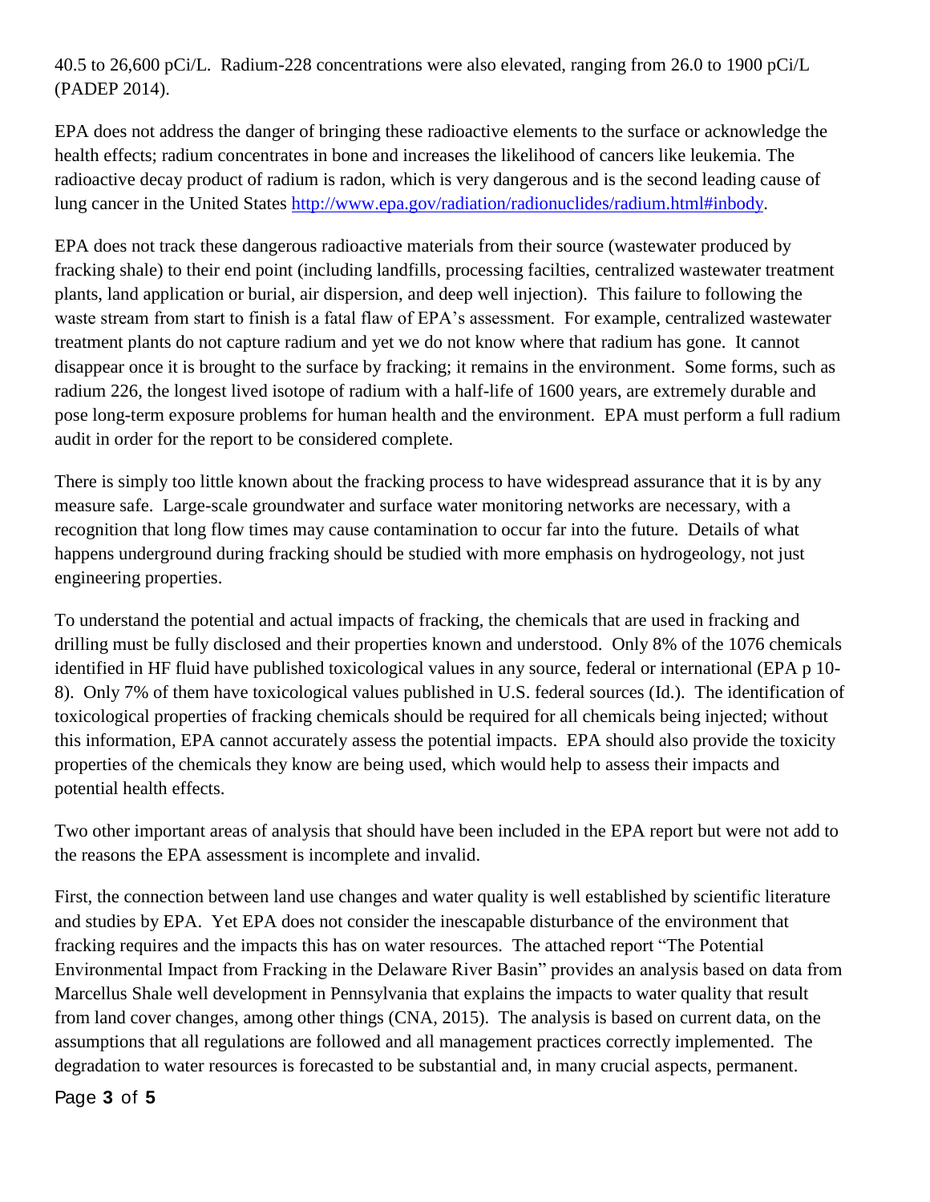40.5 to 26,600 pCi/L. Radium-228 concentrations were also elevated, ranging from 26.0 to 1900 pCi/L (PADEP 2014).

EPA does not address the danger of bringing these radioactive elements to the surface or acknowledge the health effects; radium concentrates in bone and increases the likelihood of cancers like leukemia. The radioactive decay product of radium is radon, which is very dangerous and is the second leading cause of lung cancer in the United States http://www.epa.gov/radiation/radionuclides/radium.html#inbody.

EPA does not track these dangerous radioactive materials from their source (wastewater produced by fracking shale) to their end point (including landfills, processing facilties, centralized wastewater treatment plants, land application or burial, air dispersion, and deep well injection). This failure to following the waste stream from start to finish is a fatal flaw of EPA's assessment. For example, centralized wastewater treatment plants do not capture radium and yet we do not know where that radium has gone. It cannot disappear once it is brought to the surface by fracking; it remains in the environment. Some forms, such as radium 226, the longest lived isotope of radium with a half-life of 1600 years, are extremely durable and pose long-term exposure problems for human health and the environment. EPA must perform a full radium audit in order for the report to be considered complete.

There is simply too little known about the fracking process to have widespread assurance that it is by any measure safe. Large-scale groundwater and surface water monitoring networks are necessary, with a recognition that long flow times may cause contamination to occur far into the future. Details of what happens underground during fracking should be studied with more emphasis on hydrogeology, not just engineering properties.

To understand the potential and actual impacts of fracking, the chemicals that are used in fracking and drilling must be fully disclosed and their properties known and understood. Only 8% of the 1076 chemicals identified in HF fluid have published toxicological values in any source, federal or international (EPA p 10-8). Only 7% of them have toxicological values published in U.S. federal sources (Id.). The identification of toxicological properties of fracking chemicals should be required for all chemicals being injected; without this information, EPA cannot accurately assess the potential impacts. EPA should also provide the toxicity properties of the chemicals they know are being used, which would help to assess their impacts and potential health effects.

Two other important areas of analysis that should have been included in the EPA report but were not add to the reasons the EPA assessment is incomplete and invalid.

First, the connection between land use changes and water quality is well established by scientific literature and studies by EPA. Yet EPA does not consider the inescapable disturbance of the environment that fracking requires and the impacts this has on water resources. The attached report "The Potential Environmental Impact from Fracking in the Delaware River Basin" provides an analysis based on data from Marcellus Shale well development in Pennsylvania that explains the impacts to water quality that result from land cover changes, among other things (CNA, 2015). The analysis is based on current data, on the assumptions that all regulations are followed and all management practices correctly implemented. The degradation to water resources is forecasted to be substantial and, in many crucial aspects, permanent.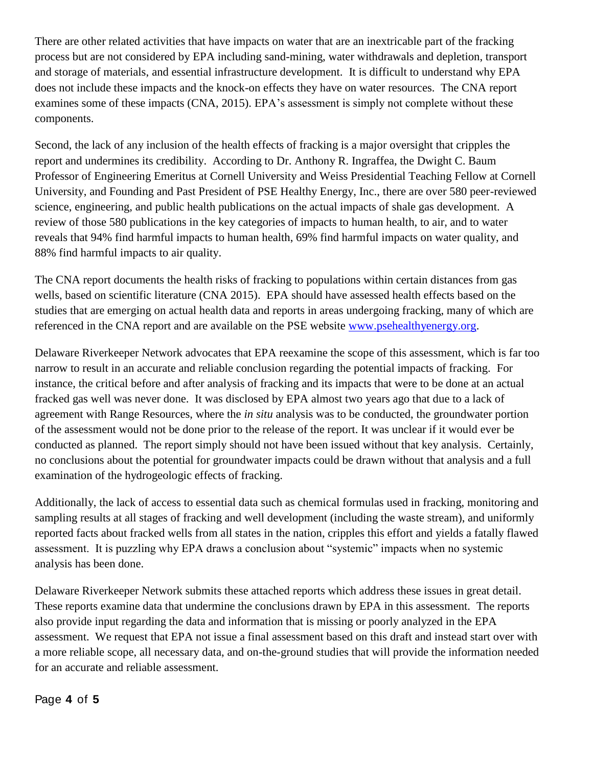There are other related activities that have impacts on water that are an inextricable part of the fracking process but are not considered by EPA including sand-mining, water withdrawals and depletion, transport and storage of materials, and essential infrastructure development. It is difficult to understand why EPA does not include these impacts and the knock-on effects they have on water resources. The CNA report examines some of these impacts (CNA, 2015). EPA's assessment is simply not complete without these components.

Second, the lack of any inclusion of the health effects of fracking is a major oversight that cripples the report and undermines its credibility. According to Dr. Anthony R. Ingraffea, the Dwight C. Baum Professor of Engineering Emeritus at Cornell University and Weiss Presidential Teaching Fellow at Cornell University, and Founding and Past President of PSE Healthy Energy, Inc., there are over 580 peer-reviewed science, engineering, and public health publications on the actual impacts of shale gas development. A review of those 580 publications in the key categories of impacts to human health, to air, and to water reveals that 94% find harmful impacts to human health, 69% find harmful impacts on water quality, and 88% find harmful impacts to air quality.

The CNA report documents the health risks of fracking to populations within certain distances from gas wells, based on scientific literature (CNA 2015). EPA should have assessed health effects based on the studies that are emerging on actual health data and reports in areas undergoing fracking, many of which are referenced in the CNA report and are available on the PSE website [www.psehealthyenergy.org](http://www.psehealthyenergy.org).

Delaware Riverkeeper Network advocates that EPA reexamine the scope of this assessment, which is far too narrow to result in an accurate and reliable conclusion regarding the potential impacts of fracking. For instance, the critical before and after analysis of fracking and its impacts that were to be done at an actual fracked gas well was never done. It was disclosed by EPA almost two years ago that due to a lack of agreement with Range Resources, where the *in situ* analysis was to be conducted, the groundwater portion of the assessment would not be done prior to the release of the report. It was unclear if it would ever be conducted as planned. The report simply should not have been issued without that key analysis. Certainly, no conclusions about the potential for groundwater impacts could be drawn without that analysis and a full examination of the hydrogeologic effects of fracking.

Additionally, the lack of access to essential data such as chemical formulas used in fracking, monitoring and sampling results at all stages of fracking and well development (including the waste stream), and uniformly reported facts about fracked wells from all states in the nation, cripples this effort and yields a fatally flawed assessment. It is puzzling why EPA draws a conclusion about "systemic" impacts when no systemic analysis has been done.

Delaware Riverkeeper Network submits these attached reports which address these issues in great detail. These reports examine data that undermine the conclusions drawn by EPA in this assessment. The reports also provide input regarding the data and information that is missing or poorly analyzed in the EPA assessment. We request that EPA not issue a final assessment based on this draft and instead start over with a more reliable scope, all necessary data, and on-the-ground studies that will provide the information needed for an accurate and reliable assessment.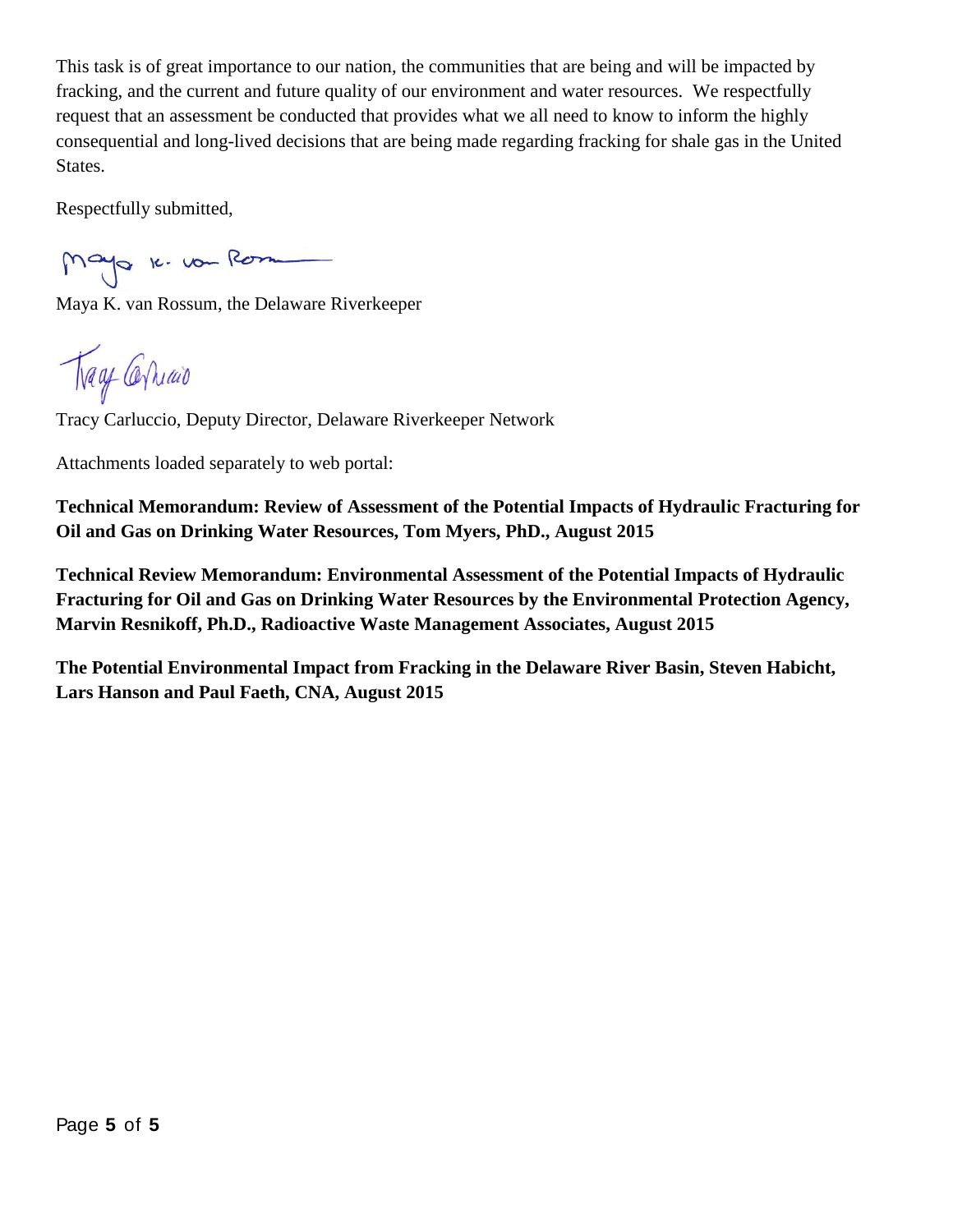This task is of great importance to our nation, the communities that are being and will be impacted by fracking, and the current and future quality of our environment and water resources. We respectfully request that an assessment be conducted that provides what we all need to know to inform the highly consequential and long-lived decisions that are being made regarding fracking for shale gas in the United States.

Respectfully submitted,

Maya K. van Rossum, the Delaware Riverkeeper

Tracy Carluccio, Deputy Director, Delaware Riverkeeper Network

Attachments loaded separately to web portal:

**Technical Memorandum: Review of Assessment of the Potential Impacts of Hydraulic Fracturing for Oil and Gas on Drinking Water Resources, Tom Myers, PhD., August 2015**

**Technical Review Memorandum: Environmental Assessment of the Potential Impacts of Hydraulic Fracturing for Oil and Gas on Drinking Water Resources by the Environmental Protection Agency, Marvin Resnikoff, Ph.D., Radioactive Waste Management Associates, August 2015**

**The Potential Environmental Impact from Fracking in the Delaware River Basin, Steven Habicht, Lars Hanson and Paul Faeth, CNA, August 2015**